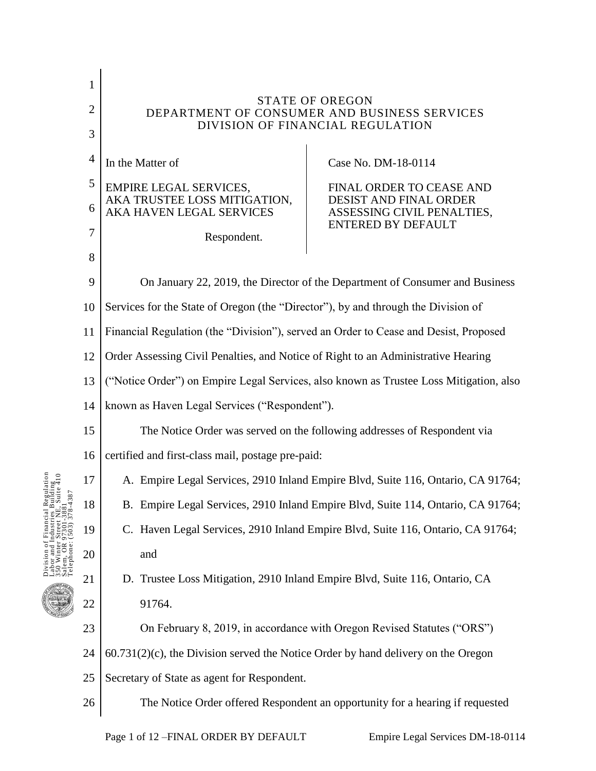STATE OF OREGON
DEPARTMENT OF CONSUMER AND BUSINESS SERVICES
DIVISION OF FINANCIAL REGULATION

| | |
|---|---|
| In the Matter of<br><br>EMPIRE LEGAL SERVICES, AKA TRUSTEE LOSS MITIGATION, AKA HAVEN LEGAL SERVICES<br><br>Respondent. | Case No. DM-18-0114<br><br>FINAL ORDER TO CEASE AND DESIST AND FINAL ORDER ASSESSING CIVIL PENALTIES, ENTERED BY DEFAULT |

On January 22, 2019, the Director of the Department of Consumer and Business Services for the State of Oregon (the "Director"), by and through the Division of Financial Regulation (the "Division"), served an Order to Cease and Desist, Proposed Order Assessing Civil Penalties, and Notice of Right to an Administrative Hearing ("Notice Order") on Empire Legal Services, also known as Trustee Loss Mitigation, also known as Haven Legal Services ("Respondent").

The Notice Order was served on the following addresses of Respondent via certified and first-class mail, postage pre-paid:

A. Empire Legal Services, 2910 Inland Empire Blvd, Suite 116, Ontario, CA 91764;
B. Empire Legal Services, 2910 Inland Empire Blvd, Suite 114, Ontario, CA 91764;
C. Haven Legal Services, 2910 Inland Empire Blvd, Suite 116, Ontario, CA 91764; and
D. Trustee Loss Mitigation, 2910 Inland Empire Blvd, Suite 116, Ontario, CA 91764.

On February 8, 2019, in accordance with Oregon Revised Statutes ("ORS") 60.731(2)(c), the Division served the Notice Order by hand delivery on the Oregon Secretary of State as agent for Respondent.

The Notice Order offered Respondent an opportunity for a hearing if requested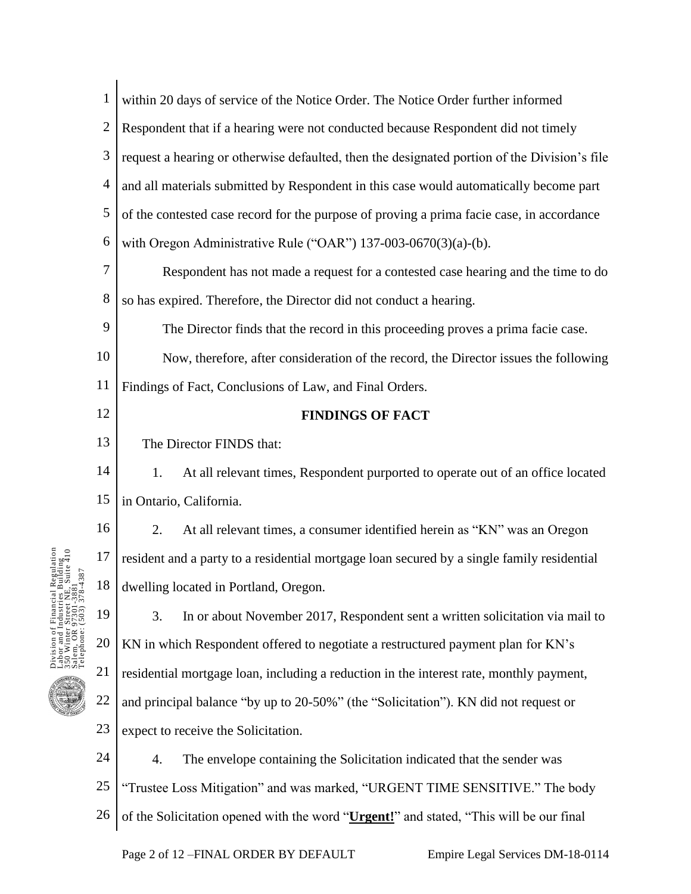within 20 days of service of the Notice Order. The Notice Order further informed Respondent that if a hearing were not conducted because Respondent did not timely request a hearing or otherwise defaulted, then the designated portion of the Division's file and all materials submitted by Respondent in this case would automatically become part of the contested case record for the purpose of proving a prima facie case, in accordance with Oregon Administrative Rule ("OAR") 137-003-0670(3)(a)-(b).

Respondent has not made a request for a contested case hearing and the time to do so has expired. Therefore, the Director did not conduct a hearing.

The Director finds that the record in this proceeding proves a prima facie case.

Now, therefore, after consideration of the record, the Director issues the following Findings of Fact, Conclusions of Law, and Final Orders.

## FINDINGS OF FACT

The Director FINDS that:

1. At all relevant times, Respondent purported to operate out of an office located in Ontario, California.

2. At all relevant times, a consumer identified herein as "KN" was an Oregon resident and a party to a residential mortgage loan secured by a single family residential dwelling located in Portland, Oregon.

3. In or about November 2017, Respondent sent a written solicitation via mail to KN in which Respondent offered to negotiate a restructured payment plan for KN's residential mortgage loan, including a reduction in the interest rate, monthly payment, and principal balance "by up to 20-50%" (the "Solicitation"). KN did not request or expect to receive the Solicitation.

4. The envelope containing the Solicitation indicated that the sender was "Trustee Loss Mitigation" and was marked, "URGENT TIME SENSITIVE." The body of the Solicitation opened with the word "**Urgent!**" and stated, "This will be our final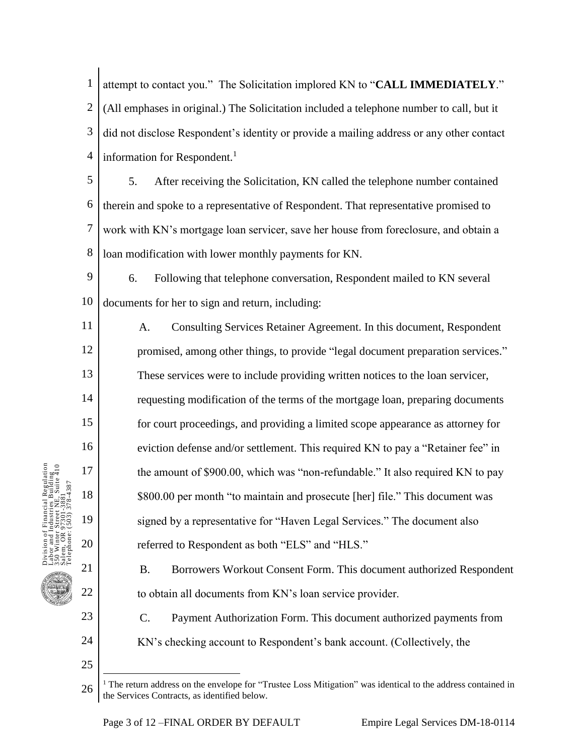attempt to contact you." The Solicitation implored KN to "**CALL IMMEDIATELY**." (All emphases in original.) The Solicitation included a telephone number to call, but it did not disclose Respondent's identity or provide a mailing address or any other contact information for Respondent.[1]

5. After receiving the Solicitation, KN called the telephone number contained therein and spoke to a representative of Respondent. That representative promised to work with KN's mortgage loan servicer, save her house from foreclosure, and obtain a loan modification with lower monthly payments for KN.

6. Following that telephone conversation, Respondent mailed to KN several documents for her to sign and return, including:

A. Consulting Services Retainer Agreement. In this document, Respondent promised, among other things, to provide "legal document preparation services." These services were to include providing written notices to the loan servicer, requesting modification of the terms of the mortgage loan, preparing documents for court proceedings, and providing a limited scope appearance as attorney for eviction defense and/or settlement. This required KN to pay a "Retainer fee" in the amount of $900.00, which was "non-refundable." It also required KN to pay $800.00 per month "to maintain and prosecute [her] file." This document was signed by a representative for "Haven Legal Services." The document also referred to Respondent as both "ELS" and "HLS."

B. Borrowers Workout Consent Form. This document authorized Respondent to obtain all documents from KN's loan service provider.

C. Payment Authorization Form. This document authorized payments from KN's checking account to Respondent's bank account. (Collectively, the

---

[1] The return address on the envelope for "Trustee Loss Mitigation" was identical to the address contained in the Services Contracts, as identified below.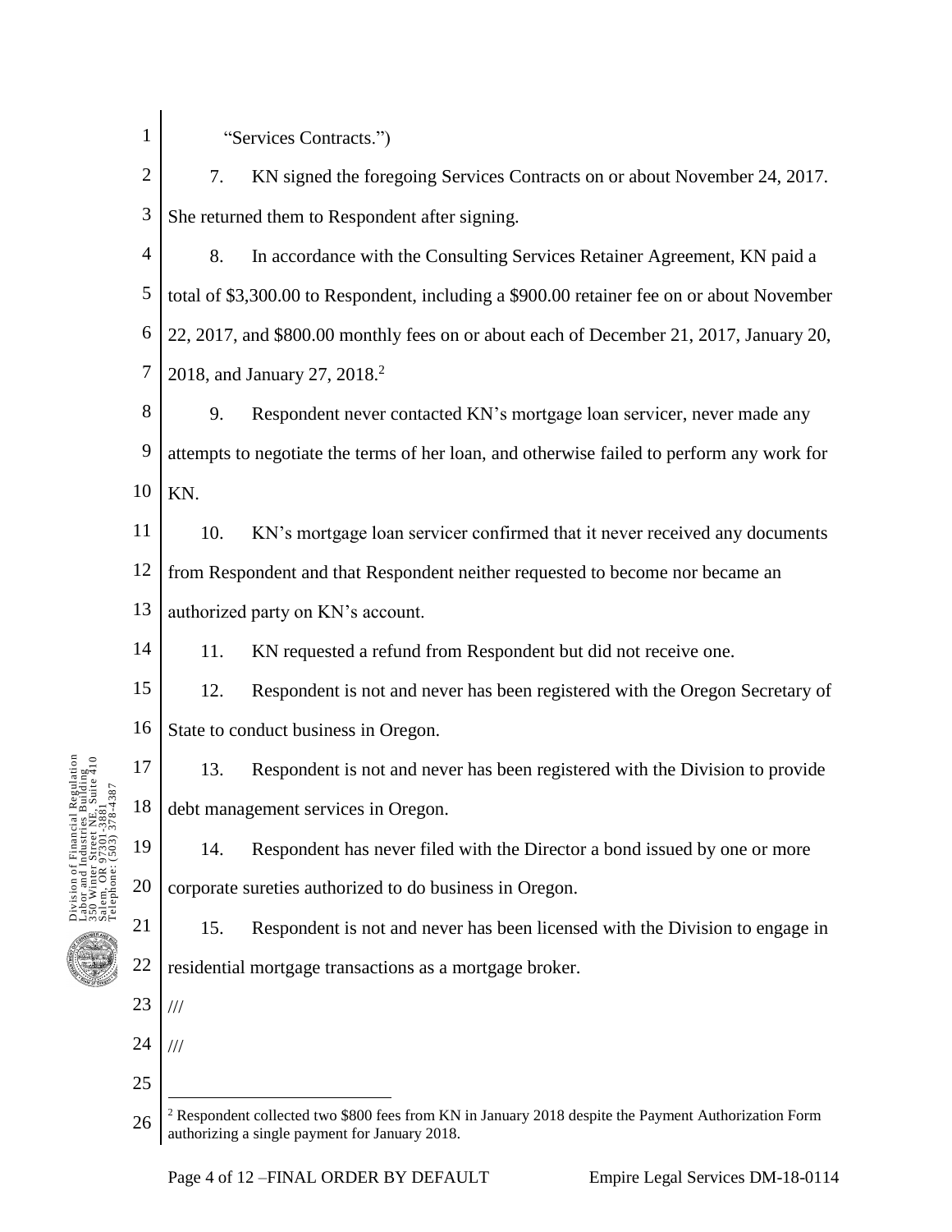"Services Contracts.")

7. KN signed the foregoing Services Contracts on or about November 24, 2017. She returned them to Respondent after signing.

8. In accordance with the Consulting Services Retainer Agreement, KN paid a total of $3,300.00 to Respondent, including a $900.00 retainer fee on or about November 22, 2017, and $800.00 monthly fees on or about each of December 21, 2017, January 20, 2018, and January 27, 2018.[2]

9. Respondent never contacted KN's mortgage loan servicer, never made any attempts to negotiate the terms of her loan, and otherwise failed to perform any work for KN.

10. KN's mortgage loan servicer confirmed that it never received any documents from Respondent and that Respondent neither requested to become nor became an authorized party on KN's account.

11. KN requested a refund from Respondent but did not receive one.

12. Respondent is not and never has been registered with the Oregon Secretary of State to conduct business in Oregon.

13. Respondent is not and never has been registered with the Division to provide debt management services in Oregon.

14. Respondent has never filed with the Director a bond issued by one or more corporate sureties authorized to do business in Oregon.

15. Respondent is not and never has been licensed with the Division to engage in residential mortgage transactions as a mortgage broker.

///

///

[2] Respondent collected two $800 fees from KN in January 2018 despite the Payment Authorization Form authorizing a single payment for January 2018.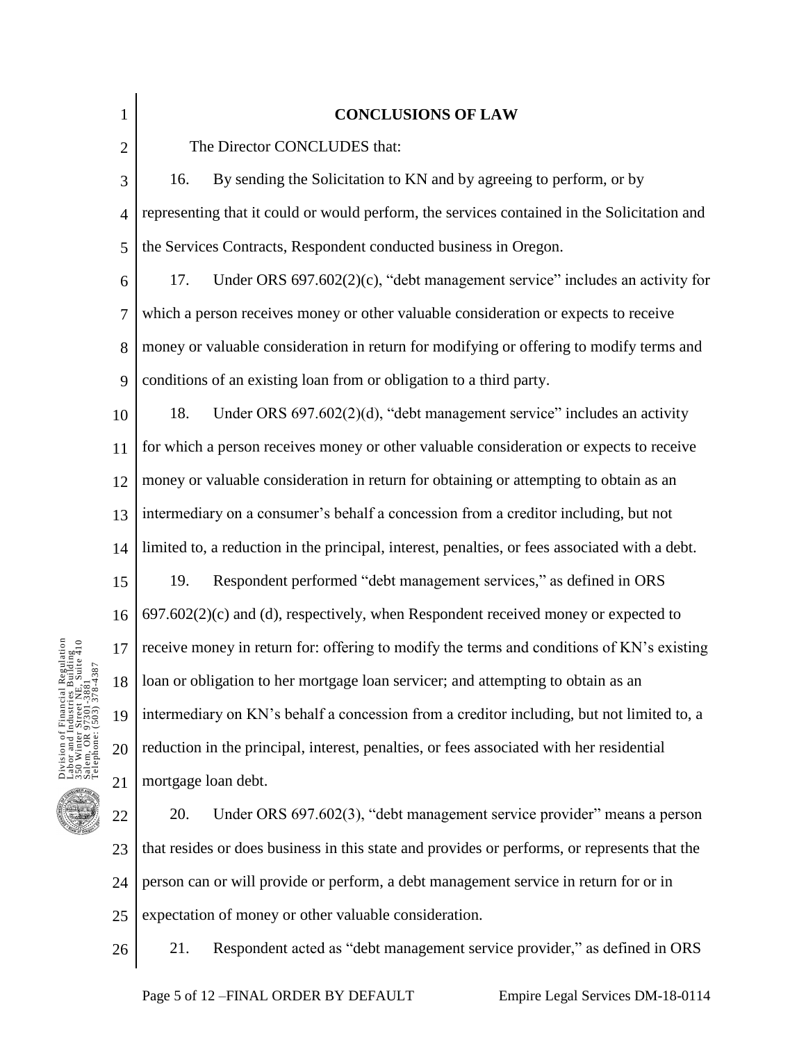## CONCLUSIONS OF LAW

The Director CONCLUDES that:

16. By sending the Solicitation to KN and by agreeing to perform, or by representing that it could or would perform, the services contained in the Solicitation and the Services Contracts, Respondent conducted business in Oregon.

17. Under ORS 697.602(2)(c), "debt management service" includes an activity for which a person receives money or other valuable consideration or expects to receive money or valuable consideration in return for modifying or offering to modify terms and conditions of an existing loan from or obligation to a third party.

18. Under ORS 697.602(2)(d), "debt management service" includes an activity for which a person receives money or other valuable consideration or expects to receive money or valuable consideration in return for obtaining or attempting to obtain as an intermediary on a consumer's behalf a concession from a creditor including, but not limited to, a reduction in the principal, interest, penalties, or fees associated with a debt.

19. Respondent performed "debt management services," as defined in ORS 697.602(2)(c) and (d), respectively, when Respondent received money or expected to receive money in return for: offering to modify the terms and conditions of KN's existing loan or obligation to her mortgage loan servicer; and attempting to obtain as an intermediary on KN's behalf a concession from a creditor including, but not limited to, a reduction in the principal, interest, penalties, or fees associated with her residential mortgage loan debt.

20. Under ORS 697.602(3), "debt management service provider" means a person that resides or does business in this state and provides or performs, or represents that the person can or will provide or perform, a debt management service in return for or in expectation of money or other valuable consideration.

21. Respondent acted as "debt management service provider," as defined in ORS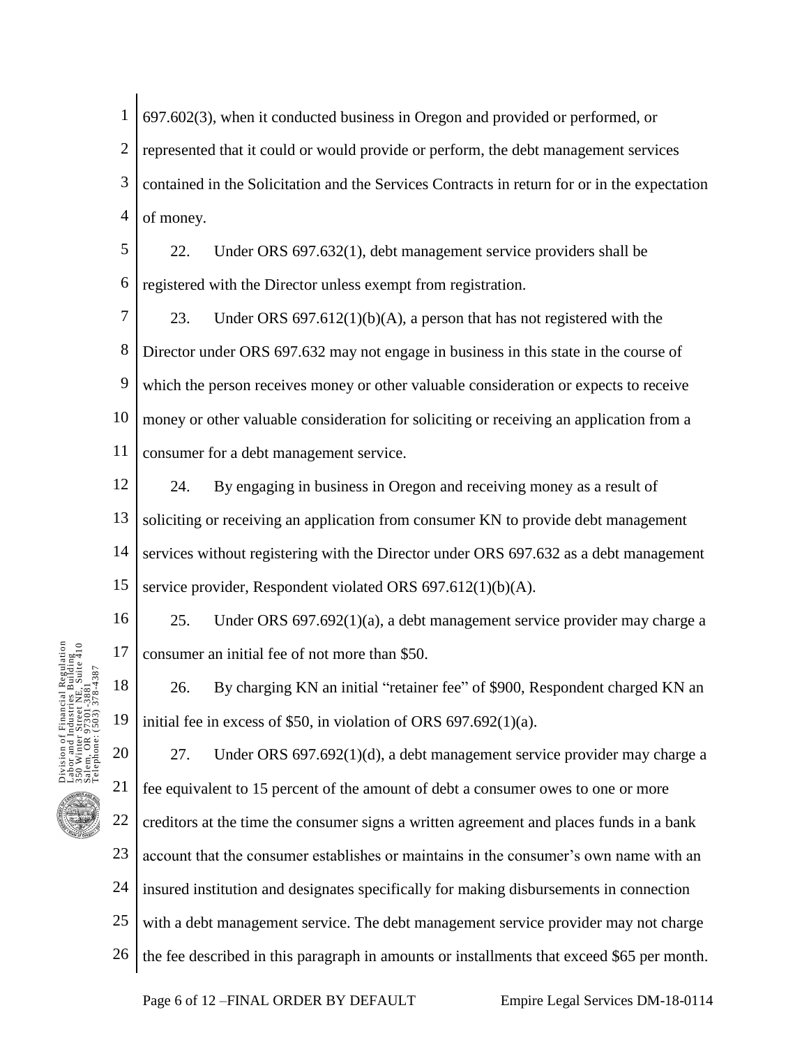697.602(3), when it conducted business in Oregon and provided or performed, or represented that it could or would provide or perform, the debt management services contained in the Solicitation and the Services Contracts in return for or in the expectation of money.

22. Under ORS 697.632(1), debt management service providers shall be registered with the Director unless exempt from registration.

23. Under ORS 697.612(1)(b)(A), a person that has not registered with the Director under ORS 697.632 may not engage in business in this state in the course of which the person receives money or other valuable consideration or expects to receive money or other valuable consideration for soliciting or receiving an application from a consumer for a debt management service.

24. By engaging in business in Oregon and receiving money as a result of soliciting or receiving an application from consumer KN to provide debt management services without registering with the Director under ORS 697.632 as a debt management service provider, Respondent violated ORS 697.612(1)(b)(A).

25. Under ORS 697.692(1)(a), a debt management service provider may charge a consumer an initial fee of not more than $50.

26. By charging KN an initial "retainer fee" of $900, Respondent charged KN an initial fee in excess of $50, in violation of ORS 697.692(1)(a).

27. Under ORS 697.692(1)(d), a debt management service provider may charge a fee equivalent to 15 percent of the amount of debt a consumer owes to one or more creditors at the time the consumer signs a written agreement and places funds in a bank account that the consumer establishes or maintains in the consumer's own name with an insured institution and designates specifically for making disbursements in connection with a debt management service. The debt management service provider may not charge the fee described in this paragraph in amounts or installments that exceed $65 per month.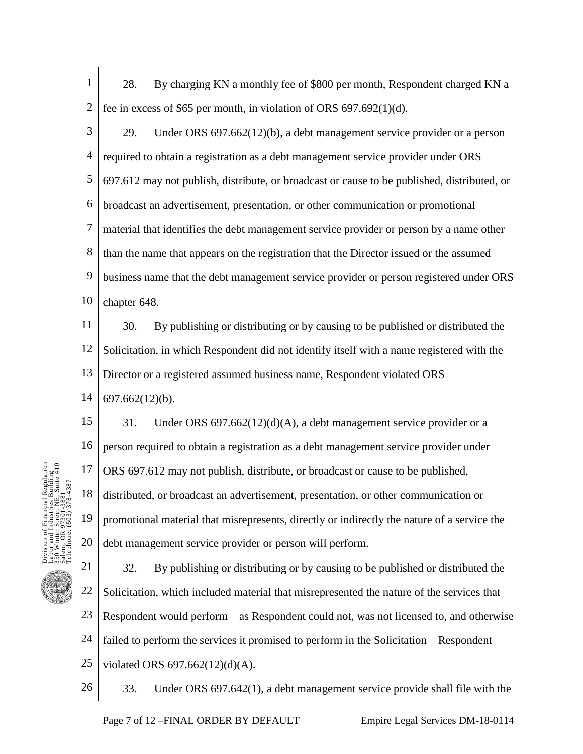28. By charging KN a monthly fee of $800 per month, Respondent charged KN a fee in excess of $65 per month, in violation of ORS 697.692(1)(d).

29. Under ORS 697.662(12)(b), a debt management service provider or a person required to obtain a registration as a debt management service provider under ORS 697.612 may not publish, distribute, or broadcast or cause to be published, distributed, or broadcast an advertisement, presentation, or other communication or promotional material that identifies the debt management service provider or person by a name other than the name that appears on the registration that the Director issued or the assumed business name that the debt management service provider or person registered under ORS chapter 648.

30. By publishing or distributing or by causing to be published or distributed the Solicitation, in which Respondent did not identify itself with a name registered with the Director or a registered assumed business name, Respondent violated ORS 697.662(12)(b).

31. Under ORS 697.662(12)(d)(A), a debt management service provider or a person required to obtain a registration as a debt management service provider under ORS 697.612 may not publish, distribute, or broadcast or cause to be published, distributed, or broadcast an advertisement, presentation, or other communication or promotional material that misrepresents, directly or indirectly the nature of a service the debt management service provider or person will perform.

32. By publishing or distributing or by causing to be published or distributed the Solicitation, which included material that misrepresented the nature of the services that Respondent would perform – as Respondent could not, was not licensed to, and otherwise failed to perform the services it promised to perform in the Solicitation – Respondent violated ORS 697.662(12)(d)(A).

33. Under ORS 697.642(1), a debt management service provide shall file with the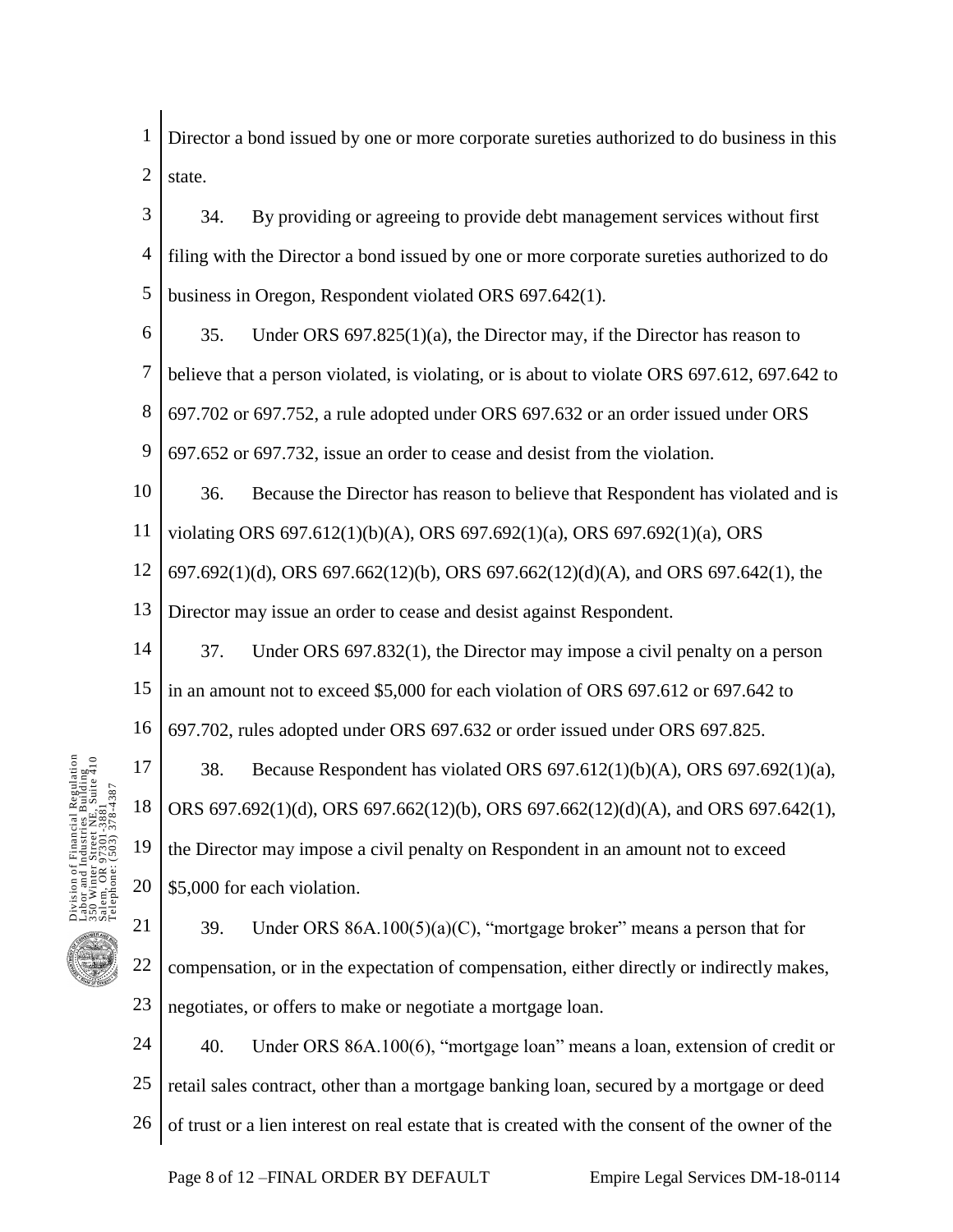Director a bond issued by one or more corporate sureties authorized to do business in this state.

34. By providing or agreeing to provide debt management services without first filing with the Director a bond issued by one or more corporate sureties authorized to do business in Oregon, Respondent violated ORS 697.642(1).

35. Under ORS 697.825(1)(a), the Director may, if the Director has reason to believe that a person violated, is violating, or is about to violate ORS 697.612, 697.642 to 697.702 or 697.752, a rule adopted under ORS 697.632 or an order issued under ORS 697.652 or 697.732, issue an order to cease and desist from the violation.

36. Because the Director has reason to believe that Respondent has violated and is violating ORS 697.612(1)(b)(A), ORS 697.692(1)(a), ORS 697.692(1)(a), ORS 697.692(1)(d), ORS 697.662(12)(b), ORS 697.662(12)(d)(A), and ORS 697.642(1), the Director may issue an order to cease and desist against Respondent.

37. Under ORS 697.832(1), the Director may impose a civil penalty on a person in an amount not to exceed $5,000 for each violation of ORS 697.612 or 697.642 to 697.702, rules adopted under ORS 697.632 or order issued under ORS 697.825.

38. Because Respondent has violated ORS 697.612(1)(b)(A), ORS 697.692(1)(a), ORS 697.692(1)(d), ORS 697.662(12)(b), ORS 697.662(12)(d)(A), and ORS 697.642(1), the Director may impose a civil penalty on Respondent in an amount not to exceed $5,000 for each violation.

39. Under ORS 86A.100(5)(a)(C), "mortgage broker" means a person that for compensation, or in the expectation of compensation, either directly or indirectly makes, negotiates, or offers to make or negotiate a mortgage loan.

40. Under ORS 86A.100(6), "mortgage loan" means a loan, extension of credit or retail sales contract, other than a mortgage banking loan, secured by a mortgage or deed of trust or a lien interest on real estate that is created with the consent of the owner of the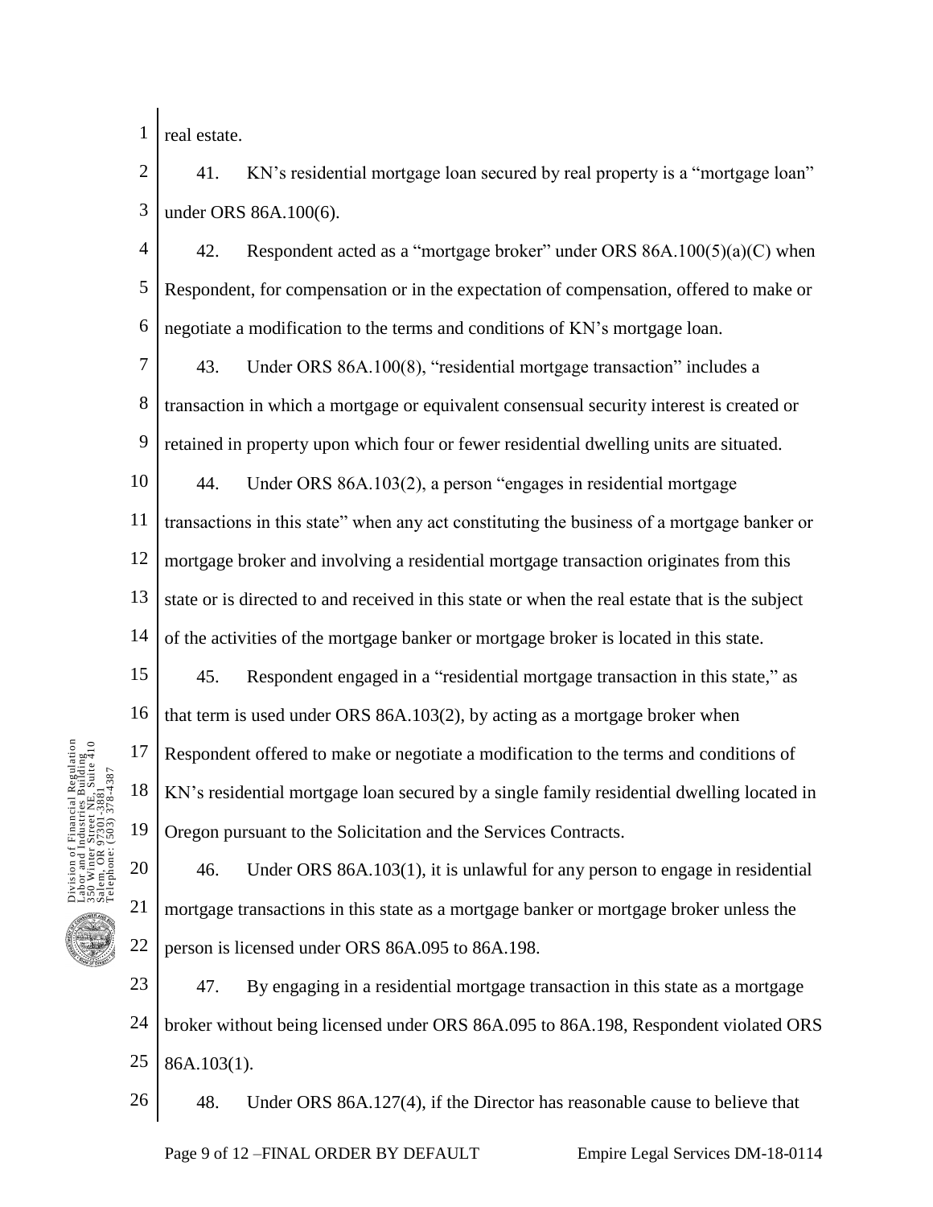real estate.

41. KN's residential mortgage loan secured by real property is a "mortgage loan" under ORS 86A.100(6).

42. Respondent acted as a "mortgage broker" under ORS 86A.100(5)(a)(C) when Respondent, for compensation or in the expectation of compensation, offered to make or negotiate a modification to the terms and conditions of KN's mortgage loan.

43. Under ORS 86A.100(8), "residential mortgage transaction" includes a transaction in which a mortgage or equivalent consensual security interest is created or retained in property upon which four or fewer residential dwelling units are situated.

44. Under ORS 86A.103(2), a person "engages in residential mortgage transactions in this state" when any act constituting the business of a mortgage banker or mortgage broker and involving a residential mortgage transaction originates from this state or is directed to and received in this state or when the real estate that is the subject of the activities of the mortgage banker or mortgage broker is located in this state.

45. Respondent engaged in a "residential mortgage transaction in this state," as that term is used under ORS 86A.103(2), by acting as a mortgage broker when Respondent offered to make or negotiate a modification to the terms and conditions of KN's residential mortgage loan secured by a single family residential dwelling located in Oregon pursuant to the Solicitation and the Services Contracts.

46. Under ORS 86A.103(1), it is unlawful for any person to engage in residential mortgage transactions in this state as a mortgage banker or mortgage broker unless the person is licensed under ORS 86A.095 to 86A.198.

47. By engaging in a residential mortgage transaction in this state as a mortgage broker without being licensed under ORS 86A.095 to 86A.198, Respondent violated ORS 86A.103(1).

48. Under ORS 86A.127(4), if the Director has reasonable cause to believe that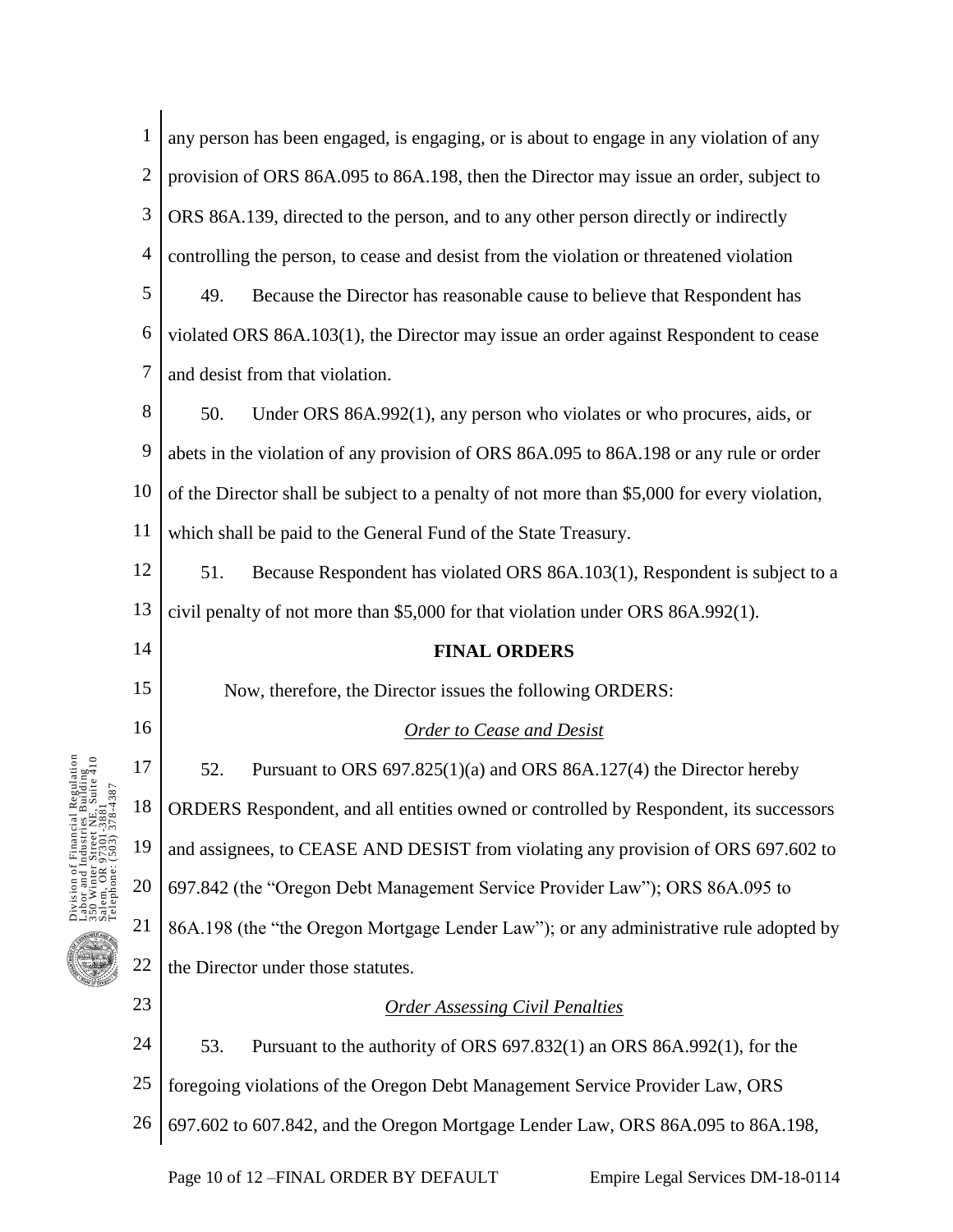any person has been engaged, is engaging, or is about to engage in any violation of any provision of ORS 86A.095 to 86A.198, then the Director may issue an order, subject to ORS 86A.139, directed to the person, and to any other person directly or indirectly controlling the person, to cease and desist from the violation or threatened violation

49. Because the Director has reasonable cause to believe that Respondent has violated ORS 86A.103(1), the Director may issue an order against Respondent to cease and desist from that violation.

50. Under ORS 86A.992(1), any person who violates or who procures, aids, or abets in the violation of any provision of ORS 86A.095 to 86A.198 or any rule or order of the Director shall be subject to a penalty of not more than $5,000 for every violation, which shall be paid to the General Fund of the State Treasury.

51. Because Respondent has violated ORS 86A.103(1), Respondent is subject to a civil penalty of not more than $5,000 for that violation under ORS 86A.992(1).

## FINAL ORDERS

Now, therefore, the Director issues the following ORDERS:

*Order to Cease and Desist*

52. Pursuant to ORS 697.825(1)(a) and ORS 86A.127(4) the Director hereby ORDERS Respondent, and all entities owned or controlled by Respondent, its successors and assignees, to CEASE AND DESIST from violating any provision of ORS 697.602 to 697.842 (the "Oregon Debt Management Service Provider Law"); ORS 86A.095 to 86A.198 (the "the Oregon Mortgage Lender Law"); or any administrative rule adopted by the Director under those statutes.

*Order Assessing Civil Penalties*

53. Pursuant to the authority of ORS 697.832(1) an ORS 86A.992(1), for the foregoing violations of the Oregon Debt Management Service Provider Law, ORS 697.602 to 607.842, and the Oregon Mortgage Lender Law, ORS 86A.095 to 86A.198,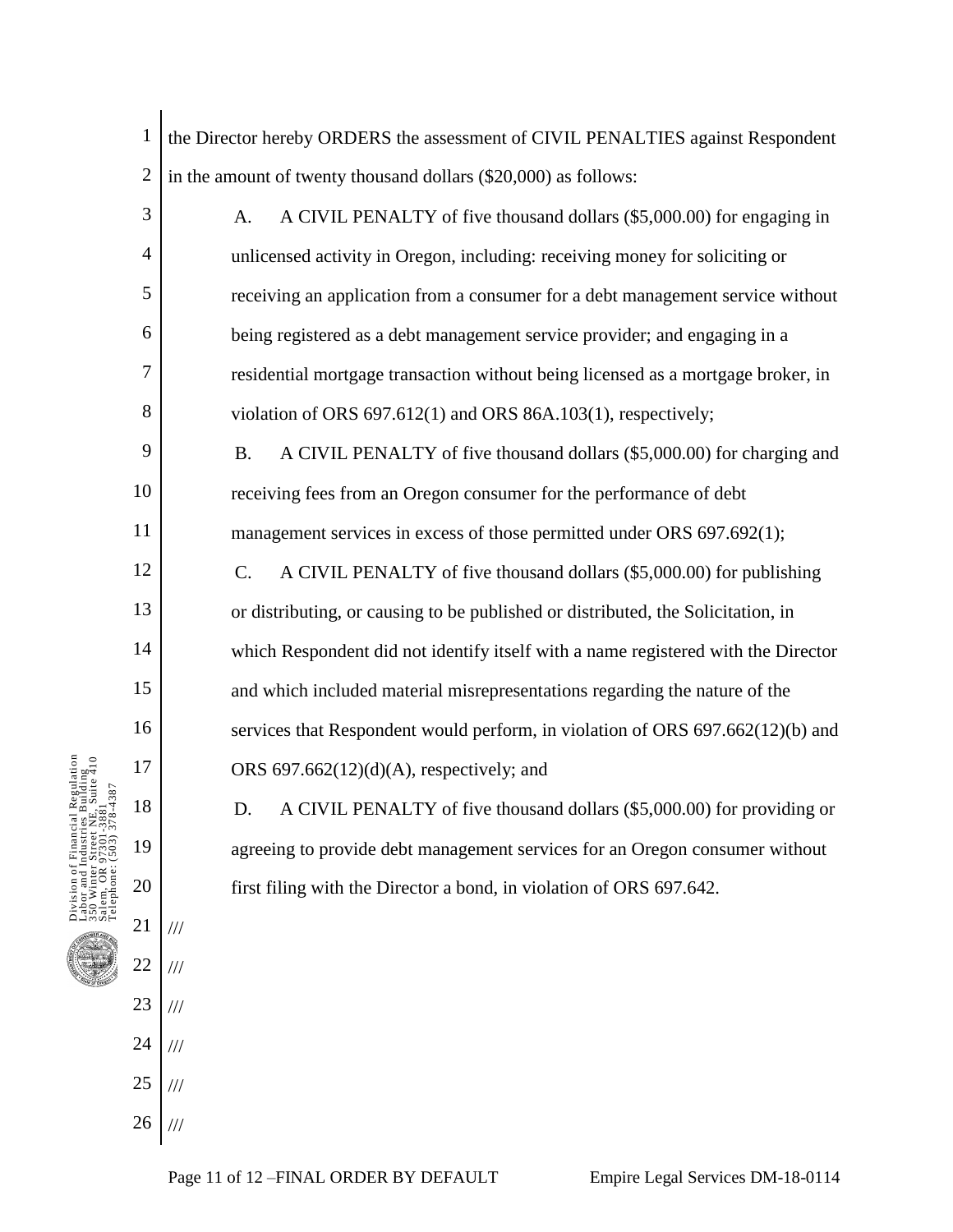the Director hereby ORDERS the assessment of CIVIL PENALTIES against Respondent in the amount of twenty thousand dollars ($20,000) as follows:

A. A CIVIL PENALTY of five thousand dollars ($5,000.00) for engaging in unlicensed activity in Oregon, including: receiving money for soliciting or receiving an application from a consumer for a debt management service without being registered as a debt management service provider; and engaging in a residential mortgage transaction without being licensed as a mortgage broker, in violation of ORS 697.612(1) and ORS 86A.103(1), respectively;

B. A CIVIL PENALTY of five thousand dollars ($5,000.00) for charging and receiving fees from an Oregon consumer for the performance of debt management services in excess of those permitted under ORS 697.692(1);

C. A CIVIL PENALTY of five thousand dollars ($5,000.00) for publishing or distributing, or causing to be published or distributed, the Solicitation, in which Respondent did not identify itself with a name registered with the Director and which included material misrepresentations regarding the nature of the services that Respondent would perform, in violation of ORS 697.662(12)(b) and ORS 697.662(12)(d)(A), respectively; and

D. A CIVIL PENALTY of five thousand dollars ($5,000.00) for providing or agreeing to provide debt management services for an Oregon consumer without first filing with the Director a bond, in violation of ORS 697.642.

///

///

///

///

///

///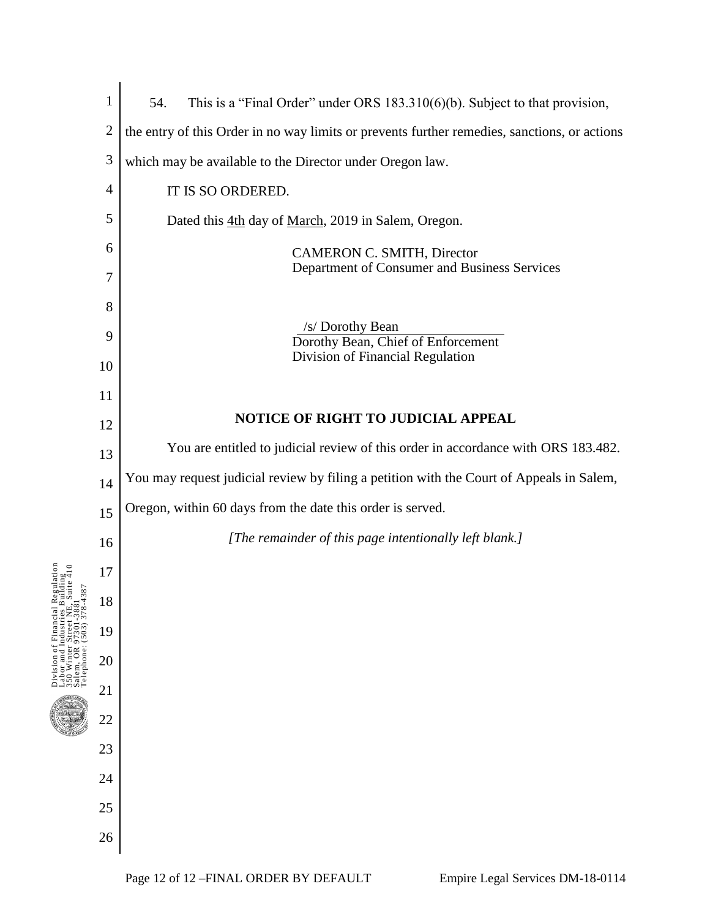54. This is a "Final Order" under ORS 183.310(6)(b). Subject to that provision, the entry of this Order in no way limits or prevents further remedies, sanctions, or actions which may be available to the Director under Oregon law.

IT IS SO ORDERED.

Dated this 4th day of March, 2019 in Salem, Oregon.

CAMERON C. SMITH, Director
Department of Consumer and Business Services

/s/ Dorothy Bean
Dorothy Bean, Chief of Enforcement
Division of Financial Regulation

**NOTICE OF RIGHT TO JUDICIAL APPEAL**

You are entitled to judicial review of this order in accordance with ORS 183.482. You may request judicial review by filing a petition with the Court of Appeals in Salem, Oregon, within 60 days from the date this order is served.

*[The remainder of this page intentionally left blank.]*